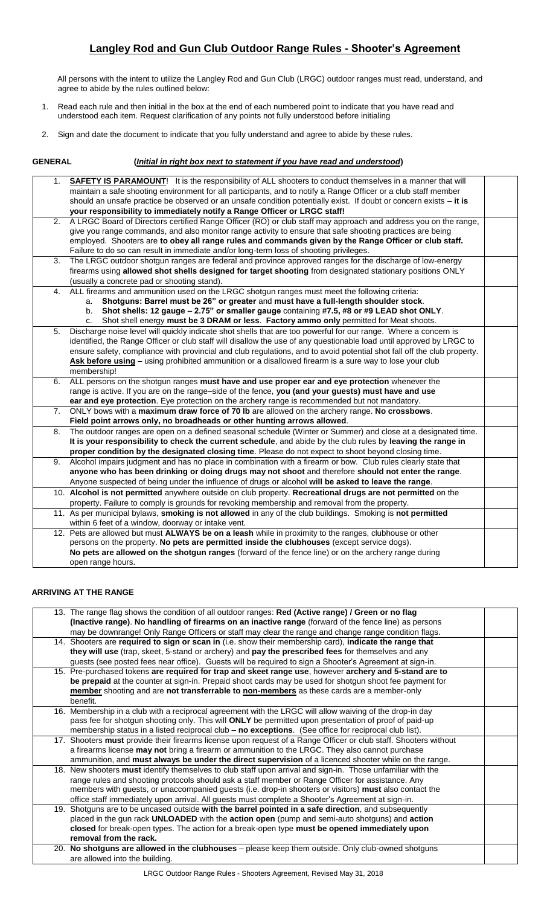# Langley Rod and Gun Club Outdoor Range Rules - Shooter's Agreement

All persons with the intent to utilize the Langley Rod and Gun Club (LRGC) outdoor ranges must read, understand, and agree to abide by the rules outlined below:

1. Read each rule and then initial in the box at the end of each numbered point to indicate that you have read and understood each item. Request clarification of any points not fully understood before initialing
2. Sign and date the document to indicate that you fully understand and agree to abide by these rules.

**GENERAL** **(*Initial in right box next to statement if you have read and understood*)**

| Rule | Initial |
|---|---|
| 1. **SAFETY IS PARAMOUNT!** It is the responsibility of ALL shooters to conduct themselves in a manner that will maintain a safe shooting environment for all participants, and to notify a Range Officer or a club staff member should an unsafe practice be observed or an unsafe condition potentially exist. If doubt or concern exists – **it is your responsibility to immediately notify a Range Officer or LRGC staff!** | |
| 2. A LRGC Board of Directors certified Range Officer (RO) or club staff may approach and address you on the range, give you range commands, and also monitor range activity to ensure that safe shooting practices are being employed. Shooters are **to obey all range rules and commands given by the Range Officer or club staff.** Failure to do so can result in immediate and/or long-term loss of shooting privileges. | |
| 3. The LRGC outdoor shotgun ranges are federal and province approved ranges for the discharge of low-energy firearms using **allowed shot shells designed for target shooting** from designated stationary positions ONLY (usually a concrete pad or shooting stand). | |
| 4. ALL firearms and ammunition used on the LRGC shotgun ranges must meet the following criteria: a. **Shotguns: Barrel must be 26" or greater** and **must have a full-length shoulder stock**. b. **Shot shells: 12 gauge – 2.75" or smaller gauge** containing **#7.5, #8 or #9 LEAD shot ONLY**. c. Shot shell energy **must be 3 DRAM or less**. **Factory ammo only** permitted for Meat shoots. | |
| 5. Discharge noise level will quickly indicate shot shells that are too powerful for our range. Where a concern is identified, the Range Officer or club staff will disallow the use of any questionable load until approved by LRGC to ensure safety, compliance with provincial and club regulations, and to avoid potential shot fall off the club property. **Ask before using** – using prohibited ammunition or a disallowed firearm is a sure way to lose your club membership! | |
| 6. ALL persons on the shotgun ranges **must have and use proper ear and eye protection** whenever the range is active. If you are on the range–side of the fence, **you (and your guests) must have and use ear and eye protection**. Eye protection on the archery range is recommended but not mandatory. | |
| 7. ONLY bows with a **maximum draw force of 70 lb** are allowed on the archery range. **No crossbows**. **Field point arrows only, no broadheads or other hunting arrows allowed**. | |
| 8. The outdoor ranges are open on a defined seasonal schedule (Winter or Summer) and close at a designated time. **It is your responsibility to check the current schedule**, and abide by the club rules by **leaving the range in proper condition by the designated closing time**. Please do not expect to shoot beyond closing time. | |
| 9. Alcohol impairs judgment and has no place in combination with a firearm or bow. Club rules clearly state that **anyone who has been drinking or doing drugs may not shoot** and therefore **should not enter the range**. Anyone suspected of being under the influence of drugs or alcohol **will be asked to leave the range**. | |
| 10. **Alcohol is not permitted** anywhere outside on club property. **Recreational drugs are not permitted** on the property. Failure to comply is grounds for revoking membership and removal from the property. | |
| 11. As per municipal bylaws, **smoking is not allowed** in any of the club buildings. Smoking is **not permitted** within 6 feet of a window, doorway or intake vent. | |
| 12. Pets are allowed but must **ALWAYS be on a leash** while in proximity to the ranges, clubhouse or other persons on the property. **No pets are permitted inside the clubhouses** (except service dogs). **No pets are allowed on the shotgun ranges** (forward of the fence line) or on the archery range during open range hours. | |

**ARRIVING AT THE RANGE**

| Rule | Initial |
|---|---|
| 13. The range flag shows the condition of all outdoor ranges: **Red (Active range) / Green or no flag (Inactive range)**. **No handling of firearms on an inactive range** (forward of the fence line) as persons may be downrange! Only Range Officers or staff may clear the range and change range condition flags. | |
| 14. Shooters are **required to sign or scan in** (i.e. show their membership card), **indicate the range that they will use** (trap, skeet, 5-stand or archery) and **pay the prescribed fees** for themselves and any guests (see posted fees near office). Guests will be required to sign a Shooter's Agreement at sign-in. | |
| 15. Pre-purchased tokens **are required for trap and skeet range use**, however **archery and 5-stand are to be prepaid** at the counter at sign-in. Prepaid shoot cards may be used for shotgun shoot fee payment for **member** shooting and are **not transferrable to non-members** as these cards are a member-only benefit. | |
| 16. Membership in a club with a reciprocal agreement with the LRGC will allow waiving of the drop-in day pass fee for shotgun shooting only. This will **ONLY** be permitted upon presentation of proof of paid-up membership status in a listed reciprocal club – **no exceptions**. (See office for reciprocal club list). | |
| 17. Shooters **must** provide their firearms license upon request of a Range Officer or club staff. Shooters without a firearms license **may not** bring a firearm or ammunition to the LRGC. They also cannot purchase ammunition, and **must always be under the direct supervision** of a licenced shooter while on the range. | |
| 18. New shooters **must** identify themselves to club staff upon arrival and sign-in. Those unfamiliar with the range rules and shooting protocols should ask a staff member or Range Officer for assistance. Any members with guests, or unaccompanied guests (i.e. drop-in shooters or visitors) **must** also contact the office staff immediately upon arrival. All guests must complete a Shooter's Agreement at sign-in. | |
| 19. Shotguns are to be uncased outside **with the barrel pointed in a safe direction**, and subsequently placed in the gun rack **UNLOADED** with the **action open** (pump and semi-auto shotguns) and **action closed** for break-open types. The action for a break-open type **must be opened immediately upon removal from the rack.** | |
| 20. **No shotguns are allowed in the clubhouses** – please keep them outside. Only club-owned shotguns are allowed into the building. | |

LRGC Outdoor Range Rules - Shooters Agreement, Revised May 31, 2018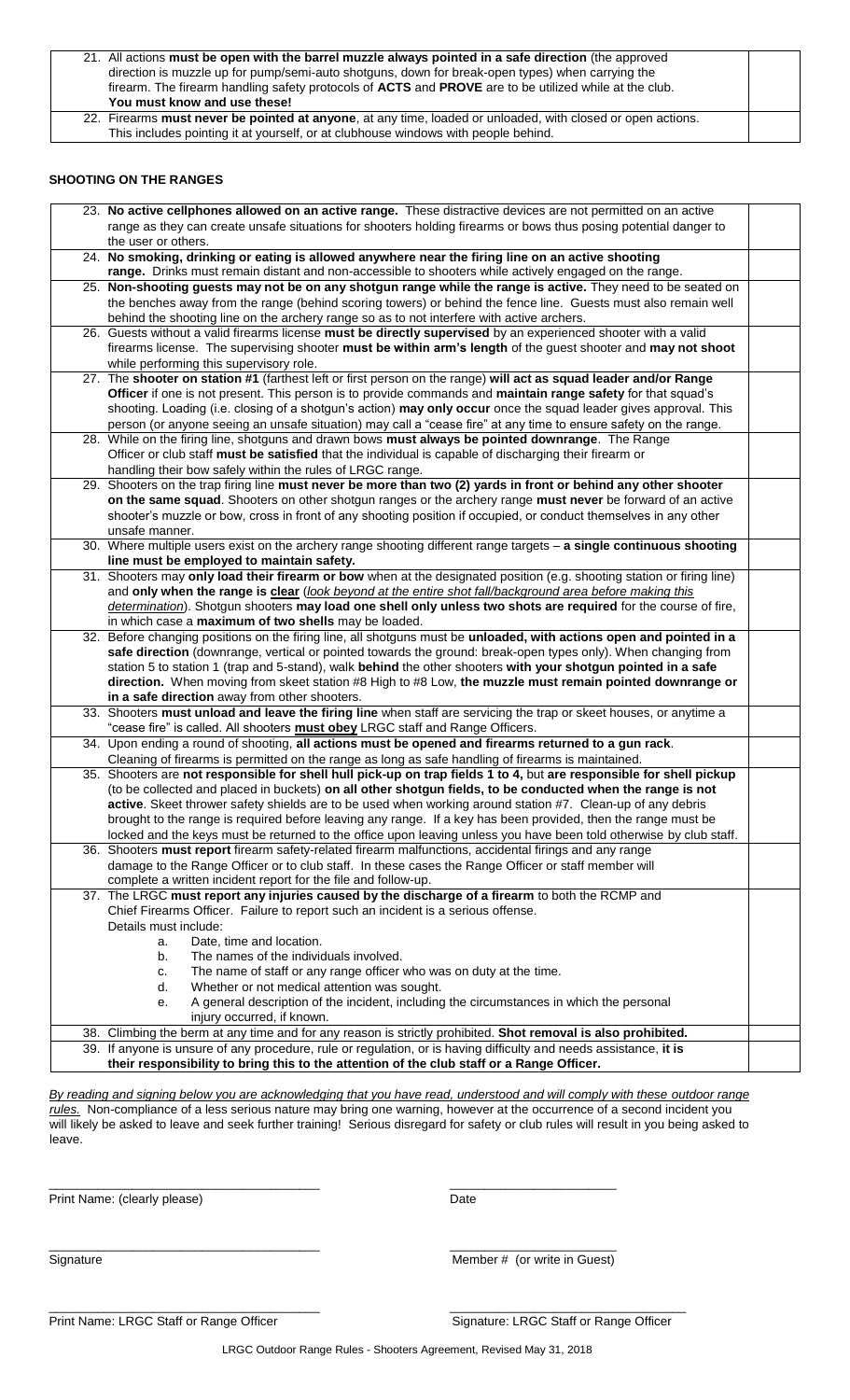| | |
|---|---|
| 21. All actions **must be open with the barrel muzzle always pointed in a safe direction** (the approved direction is muzzle up for pump/semi-auto shotguns, down for break-open types) when carrying the firearm. The firearm handling safety protocols of **ACTS** and **PROVE** are to be utilized while at the club. **You must know and use these!** | |
| 22. Firearms **must never be pointed at anyone**, at any time, loaded or unloaded, with closed or open actions. This includes pointing it at yourself, or at clubhouse windows with people behind. | |

**SHOOTING ON THE RANGES**

| | |
|---|---|
| 23. **No active cellphones allowed on an active range.** These distractive devices are not permitted on an active range as they can create unsafe situations for shooters holding firearms or bows thus posing potential danger to the user or others. | |
| 24. **No smoking, drinking or eating is allowed anywhere near the firing line on an active shooting range.** Drinks must remain distant and non-accessible to shooters while actively engaged on the range. | |
| 25. **Non-shooting guests may not be on any shotgun range while the range is active.** They need to be seated on the benches away from the range (behind scoring towers) or behind the fence line. Guests must also remain well behind the shooting line on the archery range so as to not interfere with active archers. | |
| 26. Guests without a valid firearms license **must be directly supervised** by an experienced shooter with a valid firearms license. The supervising shooter **must be within arm's length** of the guest shooter and **may not shoot** while performing this supervisory role. | |
| 27. The **shooter on station #1** (farthest left or first person on the range) **will act as squad leader and/or Range Officer** if one is not present. This person is to provide commands and **maintain range safety** for that squad's shooting. Loading (i.e. closing of a shotgun's action) **may only occur** once the squad leader gives approval. This person (or anyone seeing an unsafe situation) may call a "cease fire" at any time to ensure safety on the range. | |
| 28. While on the firing line, shotguns and drawn bows **must always be pointed downrange**. The Range Officer or club staff **must be satisfied** that the individual is capable of discharging their firearm or handling their bow safely within the rules of LRGC range. | |
| 29. Shooters on the trap firing line **must never be more than two (2) yards in front or behind any other shooter on the same squad**. Shooters on other shotgun ranges or the archery range **must never** be forward of an active shooter's muzzle or bow, cross in front of any shooting position if occupied, or conduct themselves in any other unsafe manner. | |
| 30. Where multiple users exist on the archery range shooting different range targets – **a single continuous shooting line must be employed to maintain safety.** | |
| 31. Shooters may **only load their firearm or bow** when at the designated position (e.g. shooting station or firing line) and **only when the range is <u>clear</u>** (*<u>look beyond at the entire shot fall/background area before making this determination</u>*). Shotgun shooters **may load one shell only unless two shots are required** for the course of fire, in which case a **maximum of two shells** may be loaded. | |
| 32. Before changing positions on the firing line, all shotguns must be **unloaded, with actions open and pointed in a safe direction** (downrange, vertical or pointed towards the ground: break-open types only). When changing from station 5 to station 1 (trap and 5-stand), walk **behind** the other shooters **with your shotgun pointed in a safe direction.** When moving from skeet station #8 High to #8 Low, **the muzzle must remain pointed downrange or in a safe direction** away from other shooters. | |
| 33. Shooters **must unload and leave the firing line** when staff are servicing the trap or skeet houses, or anytime a "cease fire" is called. All shooters **<u>must obey</u>** LRGC staff and Range Officers. | |
| 34. Upon ending a round of shooting, **all actions must be opened and firearms returned to a gun rack**. Cleaning of firearms is permitted on the range as long as safe handling of firearms is maintained. | |
| 35. Shooters are **not responsible for shell hull pick-up on trap fields 1 to 4,** but **are responsible for shell pickup** (to be collected and placed in buckets) **on all other shotgun fields, to be conducted when the range is not active**. Skeet thrower safety shields are to be used when working around station #7. Clean-up of any debris brought to the range is required before leaving any range. If a key has been provided, then the range must be locked and the keys must be returned to the office upon leaving unless you have been told otherwise by club staff. | |
| 36. Shooters **must report** firearm safety-related firearm malfunctions, accidental firings and any range damage to the Range Officer or to club staff. In these cases the Range Officer or staff member will complete a written incident report for the file and follow-up. | |
| 37. The LRGC **must report any injuries caused by the discharge of a firearm** to both the RCMP and Chief Firearms Officer. Failure to report such an incident is a serious offense.<br>Details must include:<br>a. Date, time and location.<br>b. The names of the individuals involved.<br>c. The name of staff or any range officer who was on duty at the time.<br>d. Whether or not medical attention was sought.<br>e. A general description of the incident, including the circumstances in which the personal injury occurred, if known. | |
| 38. Climbing the berm at any time and for any reason is strictly prohibited. **Shot removal is also prohibited.** | |
| 39. If anyone is unsure of any procedure, rule or regulation, or is having difficulty and needs assistance, **it is their responsibility to bring this to the attention of the club staff or a Range Officer.** | |

*<u>By reading and signing below you are acknowledging that you have read, understood and will comply with these outdoor range rules.</u>* Non-compliance of a less serious nature may bring one warning, however at the occurrence of a second incident you will likely be asked to leave and seek further training! Serious disregard for safety or club rules will result in you being asked to leave.

_______________________________________ ________________________

Print Name: (clearly please) Date

_______________________________________ ________________________

Signature Member # (or write in Guest)

_______________________________________ ________________________________

Print Name: LRGC Staff or Range Officer Signature: LRGC Staff or Range Officer

LRGC Outdoor Range Rules - Shooters Agreement, Revised May 31, 2018